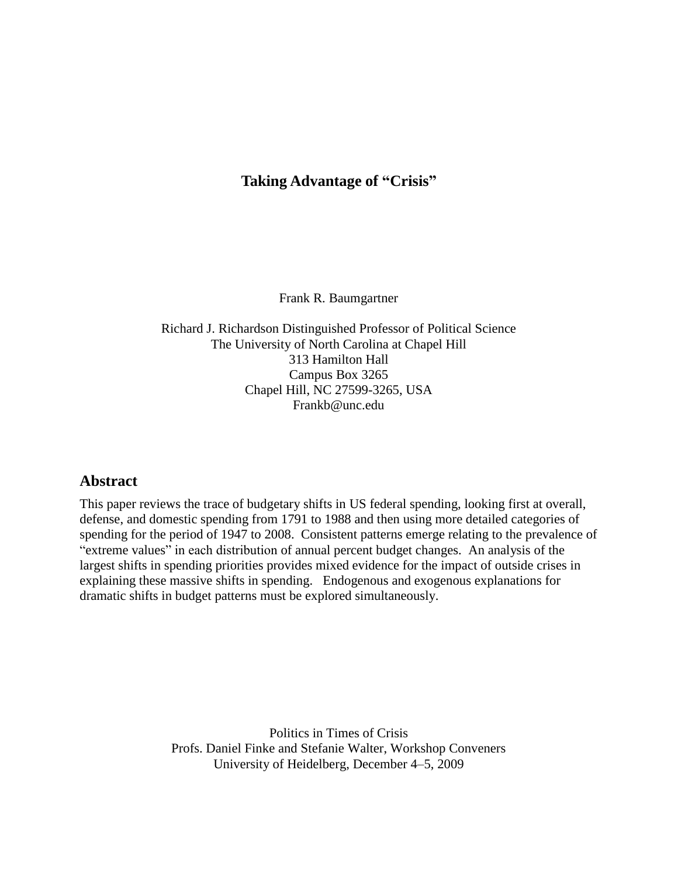# Taking Advantage of "Crisis"

Frank R. Baumgartner

Richard J. Richardson Distinguished Professor of Political Science
The University of North Carolina at Chapel Hill
313 Hamilton Hall
Campus Box 3265
Chapel Hill, NC 27599-3265, USA
Frankb@unc.edu

## Abstract

This paper reviews the trace of budgetary shifts in US federal spending, looking first at overall, defense, and domestic spending from 1791 to 1988 and then using more detailed categories of spending for the period of 1947 to 2008. Consistent patterns emerge relating to the prevalence of "extreme values" in each distribution of annual percent budget changes. An analysis of the largest shifts in spending priorities provides mixed evidence for the impact of outside crises in explaining these massive shifts in spending. Endogenous and exogenous explanations for dramatic shifts in budget patterns must be explored simultaneously.

Politics in Times of Crisis
Profs. Daniel Finke and Stefanie Walter, Workshop Conveners
University of Heidelberg, December 4–5, 2009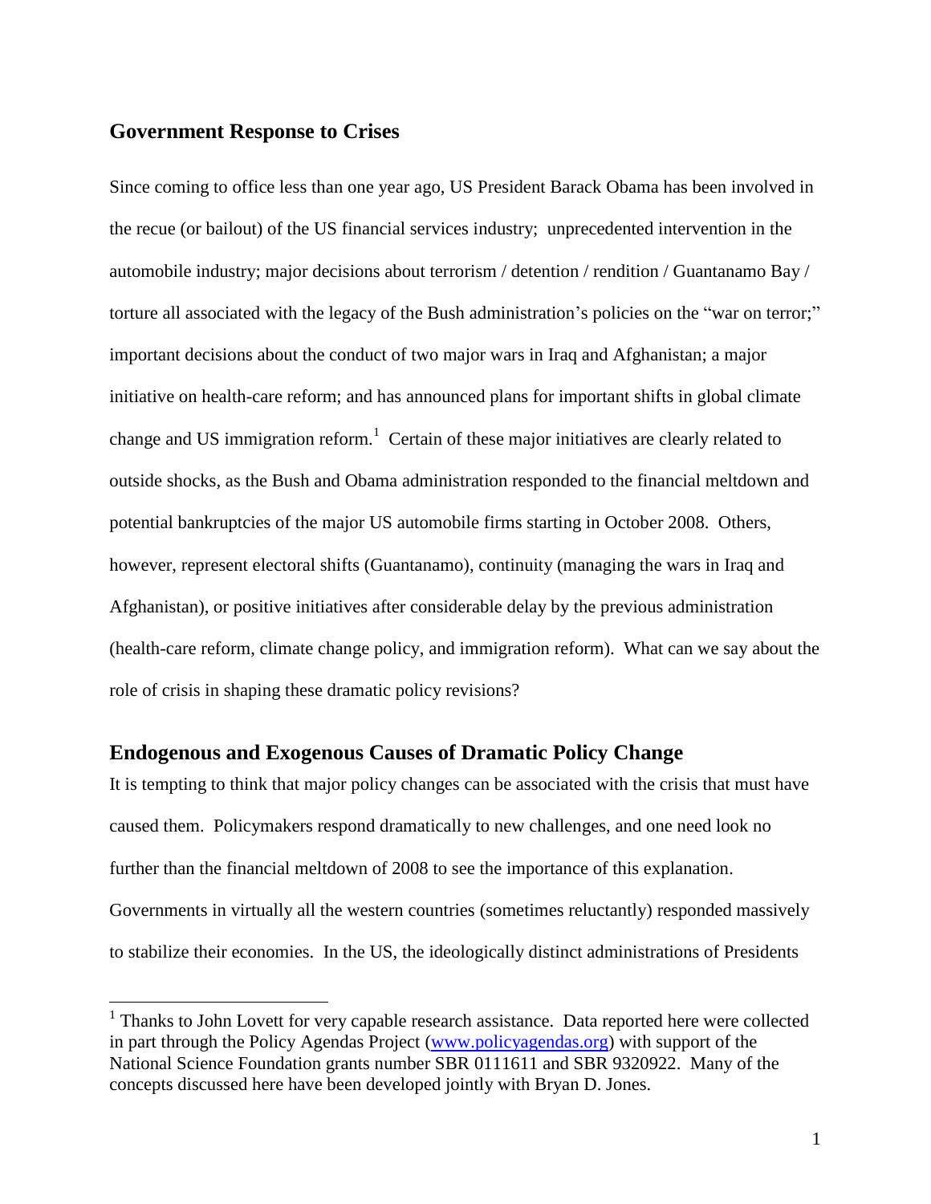## Government Response to Crises

Since coming to office less than one year ago, US President Barack Obama has been involved in the recue (or bailout) of the US financial services industry; unprecedented intervention in the automobile industry; major decisions about terrorism / detention / rendition / Guantanamo Bay / torture all associated with the legacy of the Bush administration's policies on the "war on terror;" important decisions about the conduct of two major wars in Iraq and Afghanistan; a major initiative on health-care reform; and has announced plans for important shifts in global climate change and US immigration reform.[1] Certain of these major initiatives are clearly related to outside shocks, as the Bush and Obama administration responded to the financial meltdown and potential bankruptcies of the major US automobile firms starting in October 2008. Others, however, represent electoral shifts (Guantanamo), continuity (managing the wars in Iraq and Afghanistan), or positive initiatives after considerable delay by the previous administration (health-care reform, climate change policy, and immigration reform). What can we say about the role of crisis in shaping these dramatic policy revisions?

## Endogenous and Exogenous Causes of Dramatic Policy Change

It is tempting to think that major policy changes can be associated with the crisis that must have caused them. Policymakers respond dramatically to new challenges, and one need look no further than the financial meltdown of 2008 to see the importance of this explanation. Governments in virtually all the western countries (sometimes reluctantly) responded massively to stabilize their economies. In the US, the ideologically distinct administrations of Presidents

[1] Thanks to John Lovett for very capable research assistance. Data reported here were collected in part through the Policy Agendas Project (www.policyagendas.org) with support of the National Science Foundation grants number SBR 0111611 and SBR 9320922. Many of the concepts discussed here have been developed jointly with Bryan D. Jones.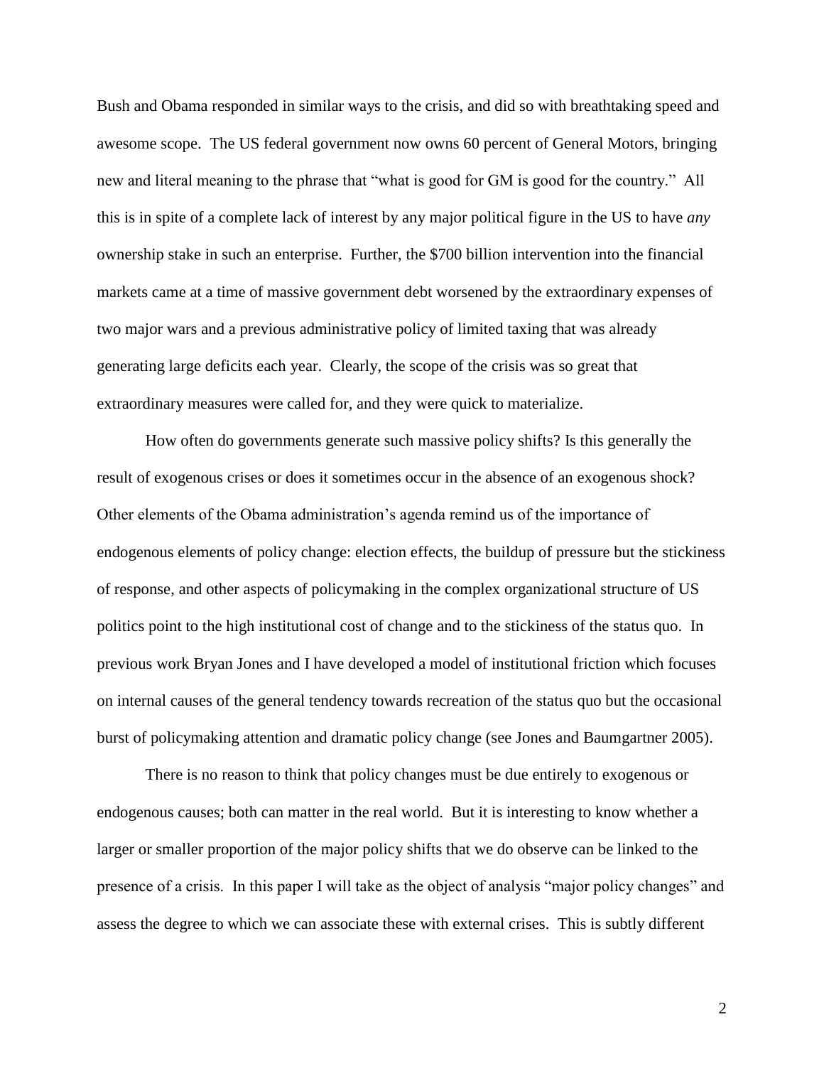Bush and Obama responded in similar ways to the crisis, and did so with breathtaking speed and awesome scope. The US federal government now owns 60 percent of General Motors, bringing new and literal meaning to the phrase that "what is good for GM is good for the country." All this is in spite of a complete lack of interest by any major political figure in the US to have *any* ownership stake in such an enterprise. Further, the $700 billion intervention into the financial markets came at a time of massive government debt worsened by the extraordinary expenses of two major wars and a previous administrative policy of limited taxing that was already generating large deficits each year. Clearly, the scope of the crisis was so great that extraordinary measures were called for, and they were quick to materialize.

How often do governments generate such massive policy shifts? Is this generally the result of exogenous crises or does it sometimes occur in the absence of an exogenous shock? Other elements of the Obama administration's agenda remind us of the importance of endogenous elements of policy change: election effects, the buildup of pressure but the stickiness of response, and other aspects of policymaking in the complex organizational structure of US politics point to the high institutional cost of change and to the stickiness of the status quo. In previous work Bryan Jones and I have developed a model of institutional friction which focuses on internal causes of the general tendency towards recreation of the status quo but the occasional burst of policymaking attention and dramatic policy change (see Jones and Baumgartner 2005).

There is no reason to think that policy changes must be due entirely to exogenous or endogenous causes; both can matter in the real world. But it is interesting to know whether a larger or smaller proportion of the major policy shifts that we do observe can be linked to the presence of a crisis. In this paper I will take as the object of analysis "major policy changes" and assess the degree to which we can associate these with external crises. This is subtly different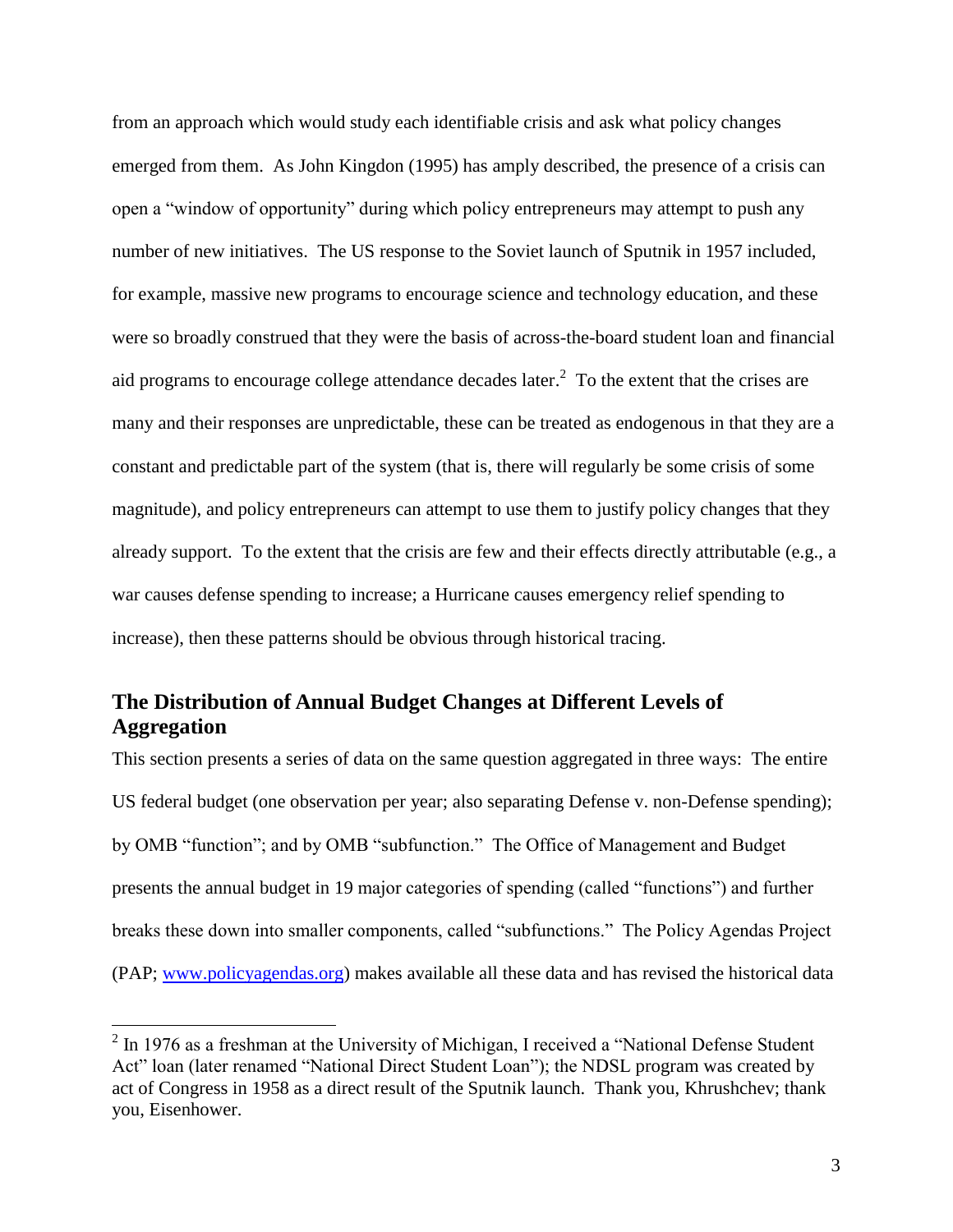from an approach which would study each identifiable crisis and ask what policy changes emerged from them. As John Kingdon (1995) has amply described, the presence of a crisis can open a "window of opportunity" during which policy entrepreneurs may attempt to push any number of new initiatives. The US response to the Soviet launch of Sputnik in 1957 included, for example, massive new programs to encourage science and technology education, and these were so broadly construed that they were the basis of across-the-board student loan and financial aid programs to encourage college attendance decades later.[2] To the extent that the crises are many and their responses are unpredictable, these can be treated as endogenous in that they are a constant and predictable part of the system (that is, there will regularly be some crisis of some magnitude), and policy entrepreneurs can attempt to use them to justify policy changes that they already support. To the extent that the crisis are few and their effects directly attributable (e.g., a war causes defense spending to increase; a Hurricane causes emergency relief spending to increase), then these patterns should be obvious through historical tracing.

## The Distribution of Annual Budget Changes at Different Levels of Aggregation

This section presents a series of data on the same question aggregated in three ways: The entire US federal budget (one observation per year; also separating Defense v. non-Defense spending); by OMB "function"; and by OMB "subfunction." The Office of Management and Budget presents the annual budget in 19 major categories of spending (called "functions") and further breaks these down into smaller components, called "subfunctions." The Policy Agendas Project (PAP; www.policyagendas.org) makes available all these data and has revised the historical data

[2] In 1976 as a freshman at the University of Michigan, I received a "National Defense Student Act" loan (later renamed "National Direct Student Loan"); the NDSL program was created by act of Congress in 1958 as a direct result of the Sputnik launch. Thank you, Khrushchev; thank you, Eisenhower.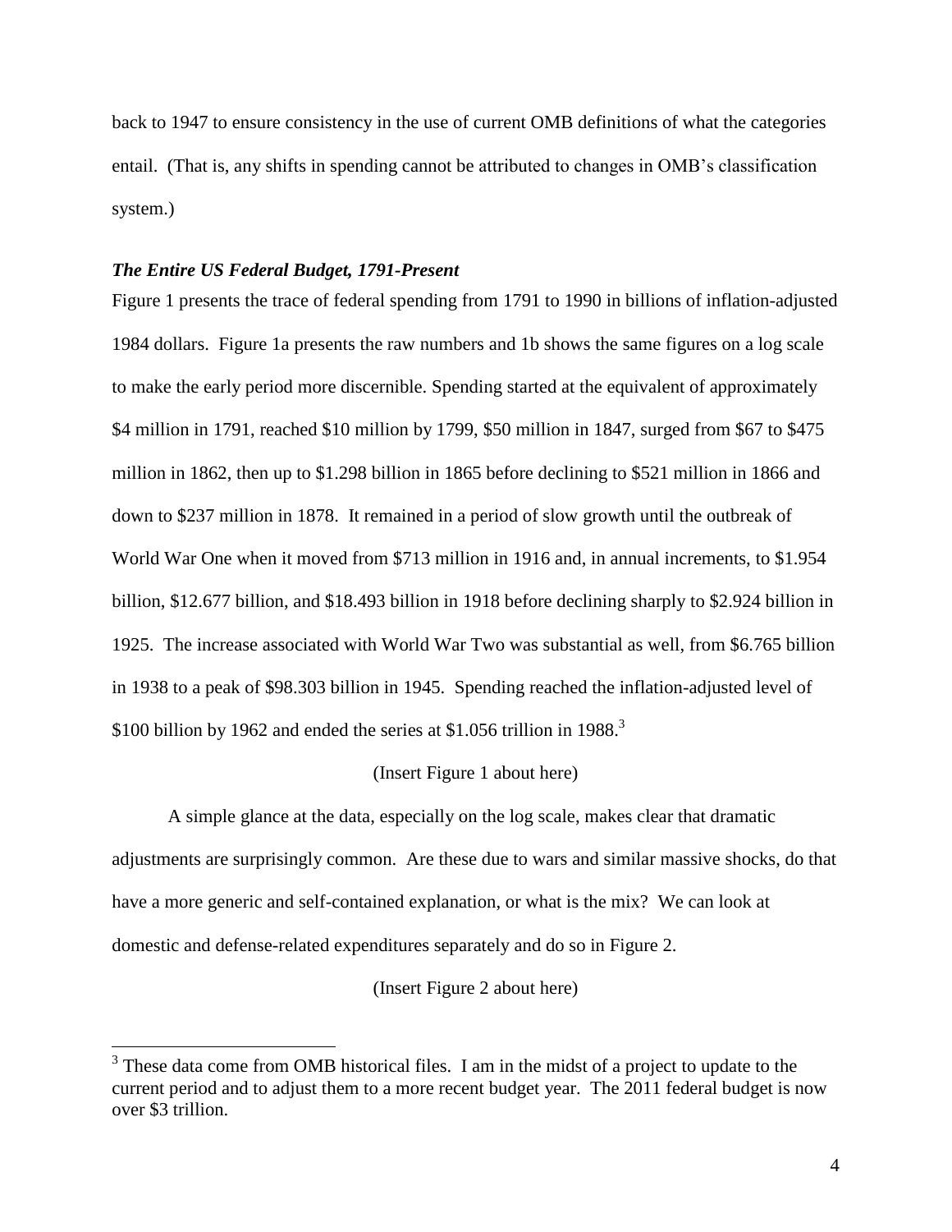back to 1947 to ensure consistency in the use of current OMB definitions of what the categories entail. (That is, any shifts in spending cannot be attributed to changes in OMB's classification system.)

### *The Entire US Federal Budget, 1791-Present*

Figure 1 presents the trace of federal spending from 1791 to 1990 in billions of inflation-adjusted 1984 dollars. Figure 1a presents the raw numbers and 1b shows the same figures on a log scale to make the early period more discernible. Spending started at the equivalent of approximately $4 million in 1791, reached $10 million by 1799, $50 million in 1847, surged from $67 to $475 million in 1862, then up to $1.298 billion in 1865 before declining to $521 million in 1866 and down to $237 million in 1878. It remained in a period of slow growth until the outbreak of World War One when it moved from $713 million in 1916 and, in annual increments, to $1.954 billion, $12.677 billion, and $18.493 billion in 1918 before declining sharply to $2.924 billion in 1925. The increase associated with World War Two was substantial as well, from $6.765 billion in 1938 to a peak of $98.303 billion in 1945. Spending reached the inflation-adjusted level of $100 billion by 1962 and ended the series at $1.056 trillion in 1988.[3]

(Insert Figure 1 about here)

A simple glance at the data, especially on the log scale, makes clear that dramatic adjustments are surprisingly common. Are these due to wars and similar massive shocks, do that have a more generic and self-contained explanation, or what is the mix? We can look at domestic and defense-related expenditures separately and do so in Figure 2.

(Insert Figure 2 about here)

[3] These data come from OMB historical files. I am in the midst of a project to update to the current period and to adjust them to a more recent budget year. The 2011 federal budget is now over $3 trillion.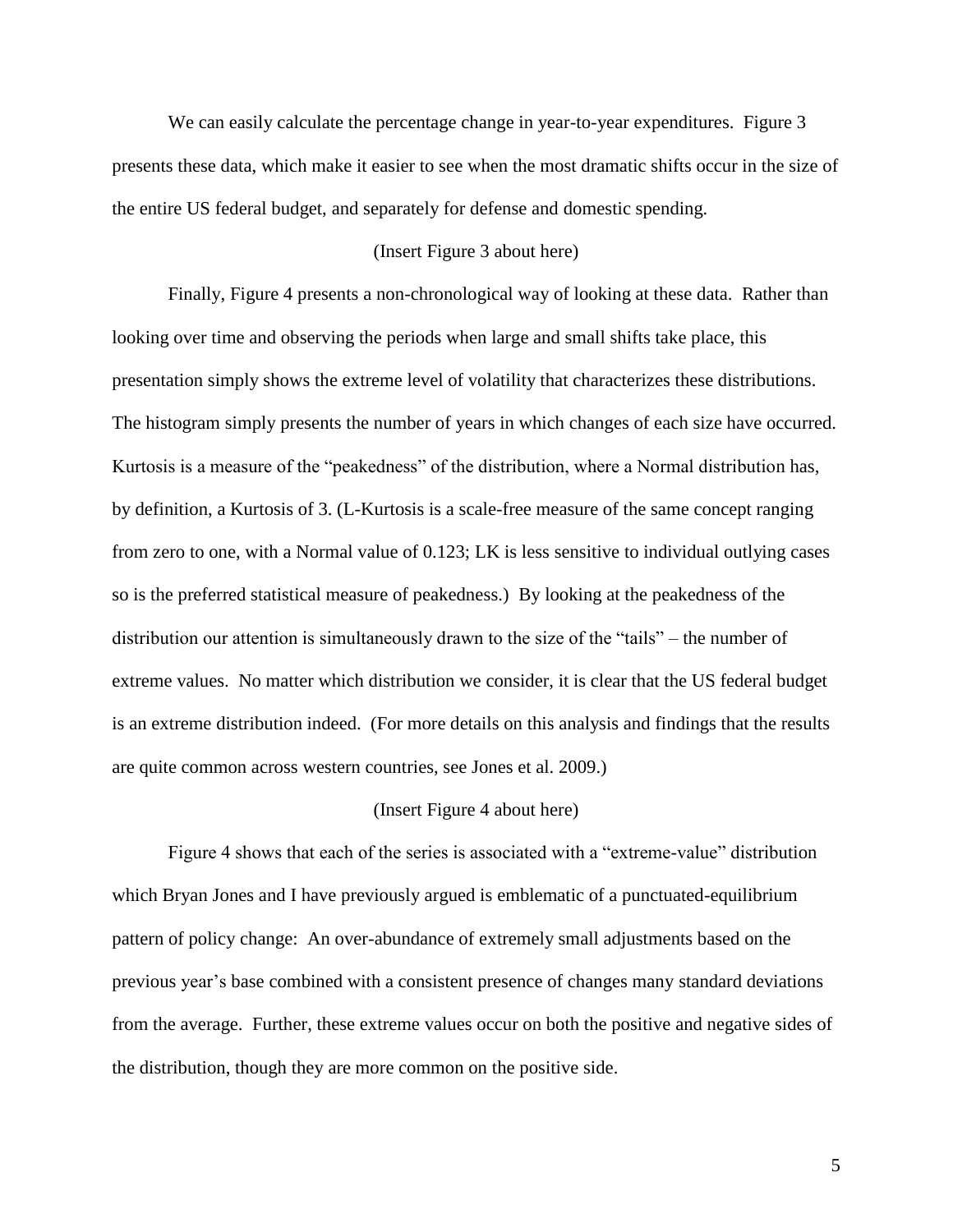We can easily calculate the percentage change in year-to-year expenditures. Figure 3 presents these data, which make it easier to see when the most dramatic shifts occur in the size of the entire US federal budget, and separately for defense and domestic spending.

(Insert Figure 3 about here)

Finally, Figure 4 presents a non-chronological way of looking at these data. Rather than looking over time and observing the periods when large and small shifts take place, this presentation simply shows the extreme level of volatility that characterizes these distributions. The histogram simply presents the number of years in which changes of each size have occurred. Kurtosis is a measure of the "peakedness" of the distribution, where a Normal distribution has, by definition, a Kurtosis of 3. (L-Kurtosis is a scale-free measure of the same concept ranging from zero to one, with a Normal value of 0.123; LK is less sensitive to individual outlying cases so is the preferred statistical measure of peakedness.) By looking at the peakedness of the distribution our attention is simultaneously drawn to the size of the "tails" – the number of extreme values. No matter which distribution we consider, it is clear that the US federal budget is an extreme distribution indeed. (For more details on this analysis and findings that the results are quite common across western countries, see Jones et al. 2009.)

(Insert Figure 4 about here)

Figure 4 shows that each of the series is associated with a "extreme-value" distribution which Bryan Jones and I have previously argued is emblematic of a punctuated-equilibrium pattern of policy change: An over-abundance of extremely small adjustments based on the previous year's base combined with a consistent presence of changes many standard deviations from the average. Further, these extreme values occur on both the positive and negative sides of the distribution, though they are more common on the positive side.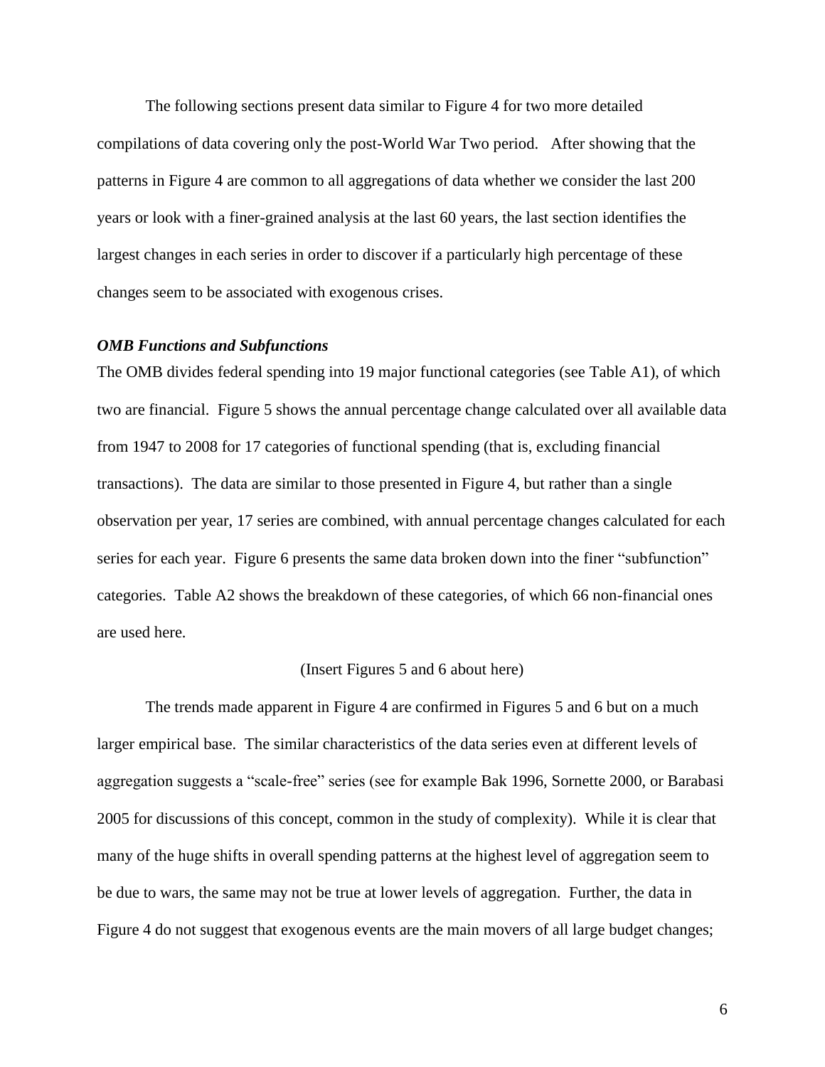The following sections present data similar to Figure 4 for two more detailed compilations of data covering only the post-World War Two period. After showing that the patterns in Figure 4 are common to all aggregations of data whether we consider the last 200 years or look with a finer-grained analysis at the last 60 years, the last section identifies the largest changes in each series in order to discover if a particularly high percentage of these changes seem to be associated with exogenous crises.

### *OMB Functions and Subfunctions*

The OMB divides federal spending into 19 major functional categories (see Table A1), of which two are financial. Figure 5 shows the annual percentage change calculated over all available data from 1947 to 2008 for 17 categories of functional spending (that is, excluding financial transactions). The data are similar to those presented in Figure 4, but rather than a single observation per year, 17 series are combined, with annual percentage changes calculated for each series for each year. Figure 6 presents the same data broken down into the finer "subfunction" categories. Table A2 shows the breakdown of these categories, of which 66 non-financial ones are used here.

(Insert Figures 5 and 6 about here)

The trends made apparent in Figure 4 are confirmed in Figures 5 and 6 but on a much larger empirical base. The similar characteristics of the data series even at different levels of aggregation suggests a "scale-free" series (see for example Bak 1996, Sornette 2000, or Barabasi 2005 for discussions of this concept, common in the study of complexity). While it is clear that many of the huge shifts in overall spending patterns at the highest level of aggregation seem to be due to wars, the same may not be true at lower levels of aggregation. Further, the data in Figure 4 do not suggest that exogenous events are the main movers of all large budget changes;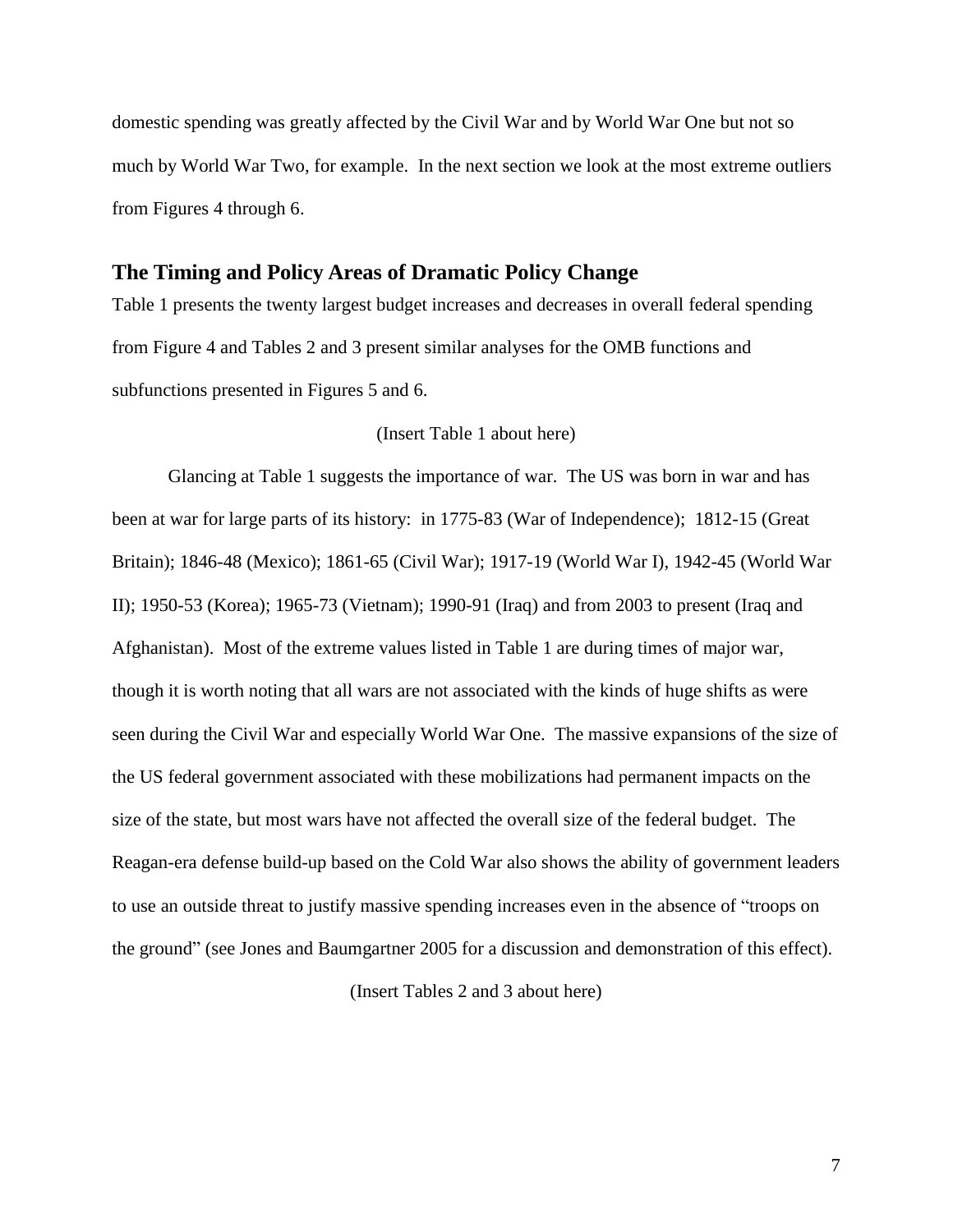domestic spending was greatly affected by the Civil War and by World War One but not so much by World War Two, for example. In the next section we look at the most extreme outliers from Figures 4 through 6.

## The Timing and Policy Areas of Dramatic Policy Change

Table 1 presents the twenty largest budget increases and decreases in overall federal spending from Figure 4 and Tables 2 and 3 present similar analyses for the OMB functions and subfunctions presented in Figures 5 and 6.

(Insert Table 1 about here)

Glancing at Table 1 suggests the importance of war. The US was born in war and has been at war for large parts of its history: in 1775-83 (War of Independence); 1812-15 (Great Britain); 1846-48 (Mexico); 1861-65 (Civil War); 1917-19 (World War I), 1942-45 (World War II); 1950-53 (Korea); 1965-73 (Vietnam); 1990-91 (Iraq) and from 2003 to present (Iraq and Afghanistan). Most of the extreme values listed in Table 1 are during times of major war, though it is worth noting that all wars are not associated with the kinds of huge shifts as were seen during the Civil War and especially World War One. The massive expansions of the size of the US federal government associated with these mobilizations had permanent impacts on the size of the state, but most wars have not affected the overall size of the federal budget. The Reagan-era defense build-up based on the Cold War also shows the ability of government leaders to use an outside threat to justify massive spending increases even in the absence of "troops on the ground" (see Jones and Baumgartner 2005 for a discussion and demonstration of this effect).

(Insert Tables 2 and 3 about here)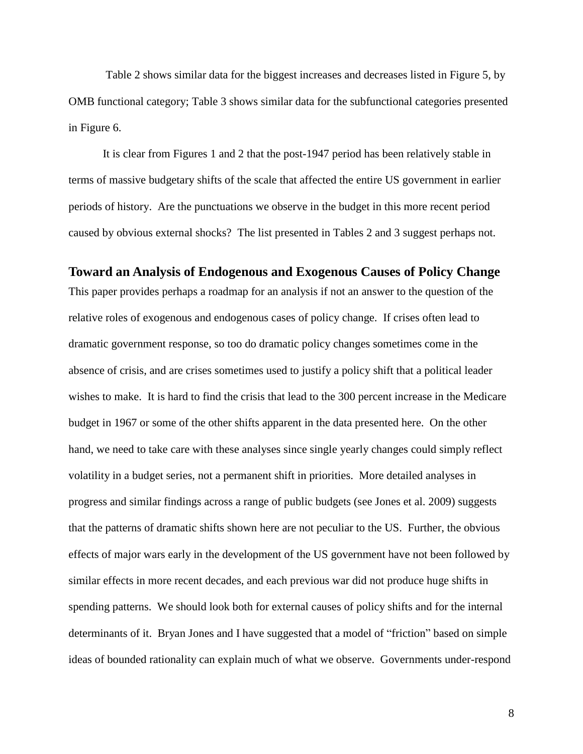Table 2 shows similar data for the biggest increases and decreases listed in Figure 5, by OMB functional category; Table 3 shows similar data for the subfunctional categories presented in Figure 6.

It is clear from Figures 1 and 2 that the post-1947 period has been relatively stable in terms of massive budgetary shifts of the scale that affected the entire US government in earlier periods of history. Are the punctuations we observe in the budget in this more recent period caused by obvious external shocks? The list presented in Tables 2 and 3 suggest perhaps not.

## Toward an Analysis of Endogenous and Exogenous Causes of Policy Change

This paper provides perhaps a roadmap for an analysis if not an answer to the question of the relative roles of exogenous and endogenous cases of policy change. If crises often lead to dramatic government response, so too do dramatic policy changes sometimes come in the absence of crisis, and are crises sometimes used to justify a policy shift that a political leader wishes to make. It is hard to find the crisis that lead to the 300 percent increase in the Medicare budget in 1967 or some of the other shifts apparent in the data presented here. On the other hand, we need to take care with these analyses since single yearly changes could simply reflect volatility in a budget series, not a permanent shift in priorities. More detailed analyses in progress and similar findings across a range of public budgets (see Jones et al. 2009) suggests that the patterns of dramatic shifts shown here are not peculiar to the US. Further, the obvious effects of major wars early in the development of the US government have not been followed by similar effects in more recent decades, and each previous war did not produce huge shifts in spending patterns. We should look both for external causes of policy shifts and for the internal determinants of it. Bryan Jones and I have suggested that a model of "friction" based on simple ideas of bounded rationality can explain much of what we observe. Governments under-respond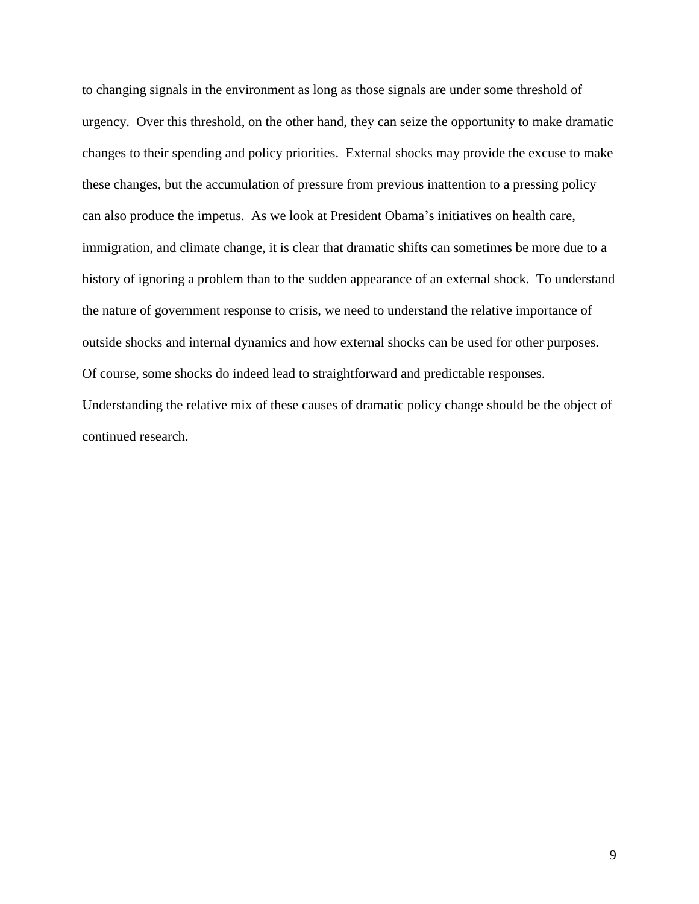to changing signals in the environment as long as those signals are under some threshold of urgency. Over this threshold, on the other hand, they can seize the opportunity to make dramatic changes to their spending and policy priorities. External shocks may provide the excuse to make these changes, but the accumulation of pressure from previous inattention to a pressing policy can also produce the impetus. As we look at President Obama's initiatives on health care, immigration, and climate change, it is clear that dramatic shifts can sometimes be more due to a history of ignoring a problem than to the sudden appearance of an external shock. To understand the nature of government response to crisis, we need to understand the relative importance of outside shocks and internal dynamics and how external shocks can be used for other purposes. Of course, some shocks do indeed lead to straightforward and predictable responses. Understanding the relative mix of these causes of dramatic policy change should be the object of continued research.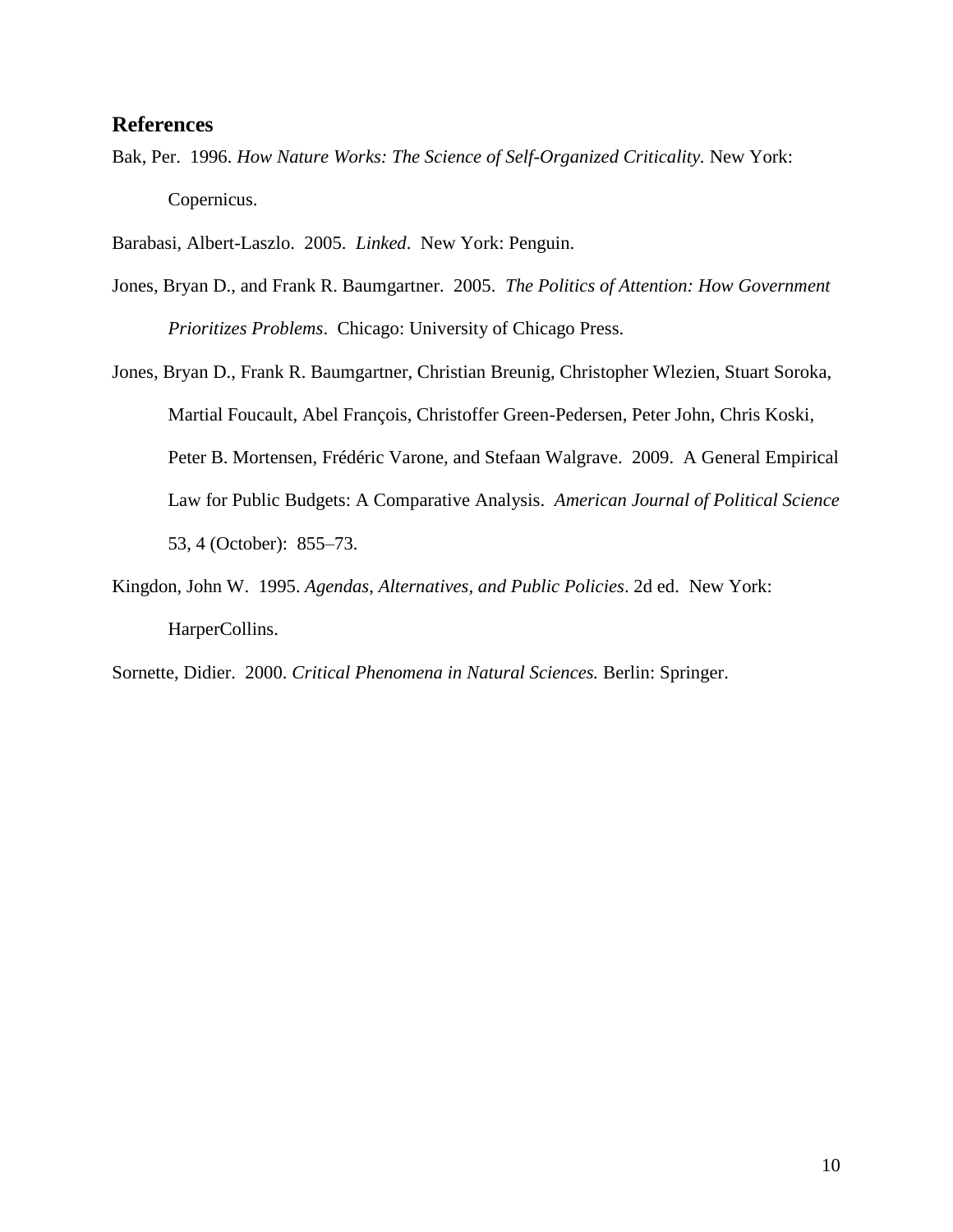## References

Bak, Per. 1996. *How Nature Works: The Science of Self-Organized Criticality.* New York: Copernicus.

Barabasi, Albert-Laszlo. 2005. *Linked*. New York: Penguin.

Jones, Bryan D., and Frank R. Baumgartner. 2005. *The Politics of Attention: How Government Prioritizes Problems*. Chicago: University of Chicago Press.

Jones, Bryan D., Frank R. Baumgartner, Christian Breunig, Christopher Wlezien, Stuart Soroka, Martial Foucault, Abel François, Christoffer Green-Pedersen, Peter John, Chris Koski, Peter B. Mortensen, Frédéric Varone, and Stefaan Walgrave. 2009. A General Empirical Law for Public Budgets: A Comparative Analysis. *American Journal of Political Science* 53, 4 (October): 855–73.

Kingdon, John W. 1995. *Agendas, Alternatives, and Public Policies*. 2d ed. New York: HarperCollins.

Sornette, Didier. 2000. *Critical Phenomena in Natural Sciences.* Berlin: Springer.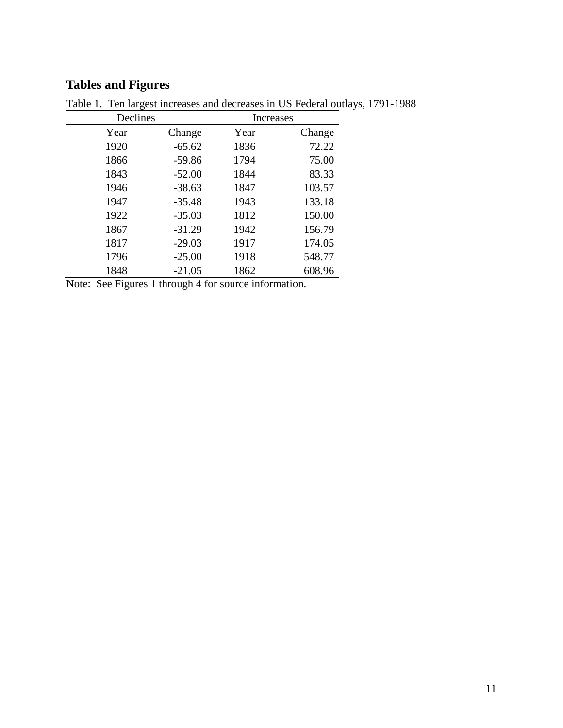## Tables and Figures

Table 1. Ten largest increases and decreases in US Federal outlays, 1791-1988

| Declines | | Increases | |
|---|---|---|---|
| Year | Change | Year | Change |
| 1920 | -65.62 | 1836 | 72.22 |
| 1866 | -59.86 | 1794 | 75.00 |
| 1843 | -52.00 | 1844 | 83.33 |
| 1946 | -38.63 | 1847 | 103.57 |
| 1947 | -35.48 | 1943 | 133.18 |
| 1922 | -35.03 | 1812 | 150.00 |
| 1867 | -31.29 | 1942 | 156.79 |
| 1817 | -29.03 | 1917 | 174.05 |
| 1796 | -25.00 | 1918 | 548.77 |
| 1848 | -21.05 | 1862 | 608.96 |

Note: See Figures 1 through 4 for source information.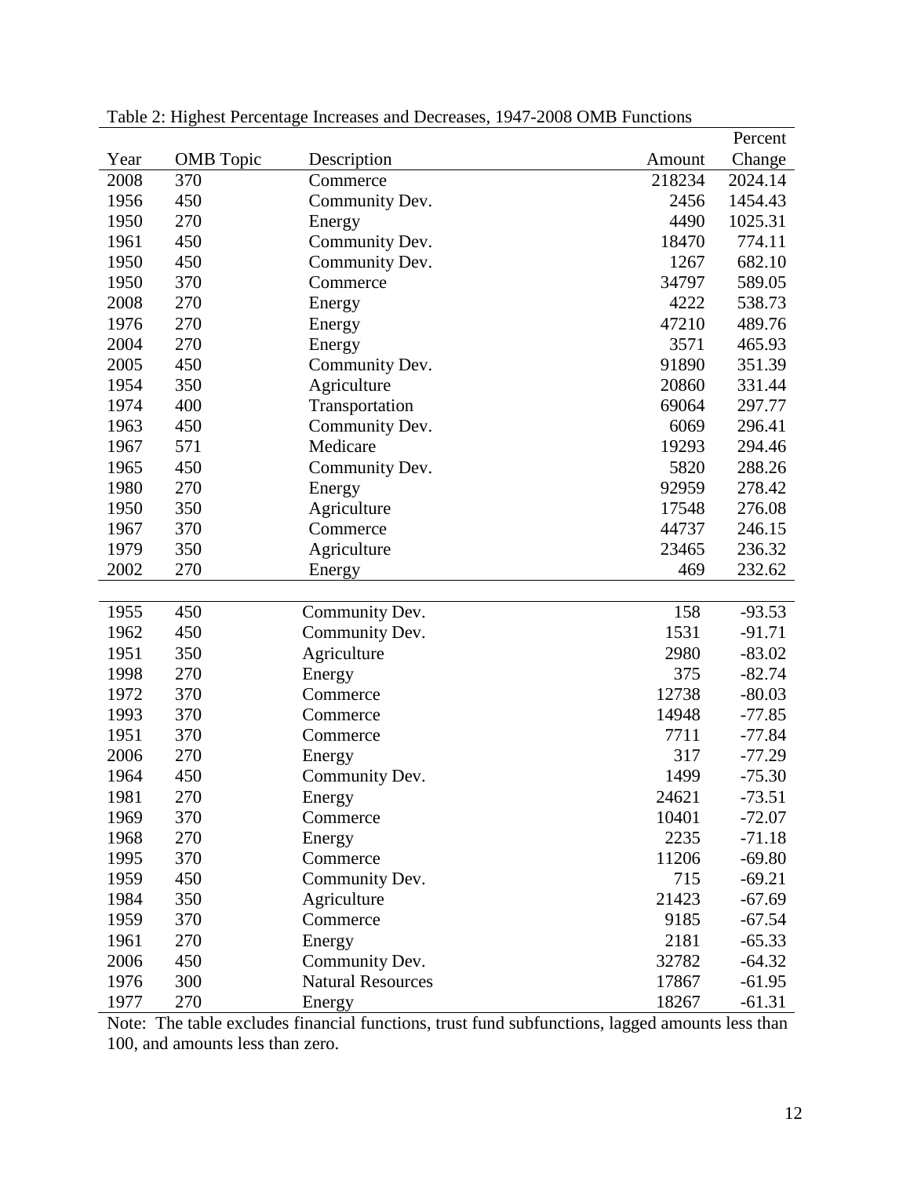Table 2: Highest Percentage Increases and Decreases, 1947-2008 OMB Functions

| Year | OMB Topic | Description | Amount | Percent Change |
|---|---|---|---|---|
| 2008 | 370 | Commerce | 218234 | 2024.14 |
| 1956 | 450 | Community Dev. | 2456 | 1454.43 |
| 1950 | 270 | Energy | 4490 | 1025.31 |
| 1961 | 450 | Community Dev. | 18470 | 774.11 |
| 1950 | 450 | Community Dev. | 1267 | 682.10 |
| 1950 | 370 | Commerce | 34797 | 589.05 |
| 2008 | 270 | Energy | 4222 | 538.73 |
| 1976 | 270 | Energy | 47210 | 489.76 |
| 2004 | 270 | Energy | 3571 | 465.93 |
| 2005 | 450 | Community Dev. | 91890 | 351.39 |
| 1954 | 350 | Agriculture | 20860 | 331.44 |
| 1974 | 400 | Transportation | 69064 | 297.77 |
| 1963 | 450 | Community Dev. | 6069 | 296.41 |
| 1967 | 571 | Medicare | 19293 | 294.46 |
| 1965 | 450 | Community Dev. | 5820 | 288.26 |
| 1980 | 270 | Energy | 92959 | 278.42 |
| 1950 | 350 | Agriculture | 17548 | 276.08 |
| 1967 | 370 | Commerce | 44737 | 246.15 |
| 1979 | 350 | Agriculture | 23465 | 236.32 |
| 2002 | 270 | Energy | 469 | 232.62 |
| | | | | |
| 1955 | 450 | Community Dev. | 158 | -93.53 |
| 1962 | 450 | Community Dev. | 1531 | -91.71 |
| 1951 | 350 | Agriculture | 2980 | -83.02 |
| 1998 | 270 | Energy | 375 | -82.74 |
| 1972 | 370 | Commerce | 12738 | -80.03 |
| 1993 | 370 | Commerce | 14948 | -77.85 |
| 1951 | 370 | Commerce | 7711 | -77.84 |
| 2006 | 270 | Energy | 317 | -77.29 |
| 1964 | 450 | Community Dev. | 1499 | -75.30 |
| 1981 | 270 | Energy | 24621 | -73.51 |
| 1969 | 370 | Commerce | 10401 | -72.07 |
| 1968 | 270 | Energy | 2235 | -71.18 |
| 1995 | 370 | Commerce | 11206 | -69.80 |
| 1959 | 450 | Community Dev. | 715 | -69.21 |
| 1984 | 350 | Agriculture | 21423 | -67.69 |
| 1959 | 370 | Commerce | 9185 | -67.54 |
| 1961 | 270 | Energy | 2181 | -65.33 |
| 2006 | 450 | Community Dev. | 32782 | -64.32 |
| 1976 | 300 | Natural Resources | 17867 | -61.95 |
| 1977 | 270 | Energy | 18267 | -61.31 |

Note: The table excludes financial functions, trust fund subfunctions, lagged amounts less than 100, and amounts less than zero.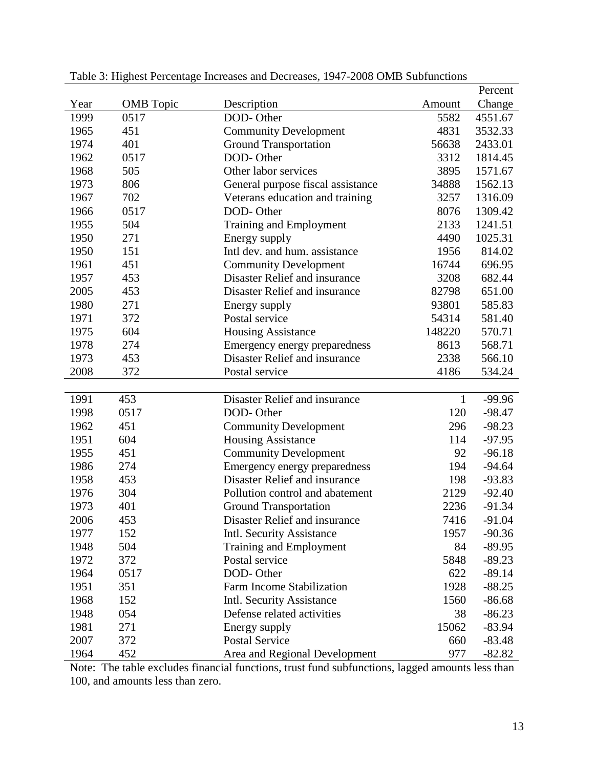Table 3: Highest Percentage Increases and Decreases, 1947-2008 OMB Subfunctions

| Year | OMB Topic | Description | Amount | Percent Change |
|---|---|---|---|---|
| 1999 | 0517 | DOD- Other | 5582 | 4551.67 |
| 1965 | 451 | Community Development | 4831 | 3532.33 |
| 1974 | 401 | Ground Transportation | 56638 | 2433.01 |
| 1962 | 0517 | DOD- Other | 3312 | 1814.45 |
| 1968 | 505 | Other labor services | 3895 | 1571.67 |
| 1973 | 806 | General purpose fiscal assistance | 34888 | 1562.13 |
| 1967 | 702 | Veterans education and training | 3257 | 1316.09 |
| 1966 | 0517 | DOD- Other | 8076 | 1309.42 |
| 1955 | 504 | Training and Employment | 2133 | 1241.51 |
| 1950 | 271 | Energy supply | 4490 | 1025.31 |
| 1950 | 151 | Intl dev. and hum. assistance | 1956 | 814.02 |
| 1961 | 451 | Community Development | 16744 | 696.95 |
| 1957 | 453 | Disaster Relief and insurance | 3208 | 682.44 |
| 2005 | 453 | Disaster Relief and insurance | 82798 | 651.00 |
| 1980 | 271 | Energy supply | 93801 | 585.83 |
| 1971 | 372 | Postal service | 54314 | 581.40 |
| 1975 | 604 | Housing Assistance | 148220 | 570.71 |
| 1978 | 274 | Emergency energy preparedness | 8613 | 568.71 |
| 1973 | 453 | Disaster Relief and insurance | 2338 | 566.10 |
| 2008 | 372 | Postal service | 4186 | 534.24 |
| | | | | |
| 1991 | 453 | Disaster Relief and insurance | 1 | -99.96 |
| 1998 | 0517 | DOD- Other | 120 | -98.47 |
| 1962 | 451 | Community Development | 296 | -98.23 |
| 1951 | 604 | Housing Assistance | 114 | -97.95 |
| 1955 | 451 | Community Development | 92 | -96.18 |
| 1986 | 274 | Emergency energy preparedness | 194 | -94.64 |
| 1958 | 453 | Disaster Relief and insurance | 198 | -93.83 |
| 1976 | 304 | Pollution control and abatement | 2129 | -92.40 |
| 1973 | 401 | Ground Transportation | 2236 | -91.34 |
| 2006 | 453 | Disaster Relief and insurance | 7416 | -91.04 |
| 1977 | 152 | Intl. Security Assistance | 1957 | -90.36 |
| 1948 | 504 | Training and Employment | 84 | -89.95 |
| 1972 | 372 | Postal service | 5848 | -89.23 |
| 1964 | 0517 | DOD- Other | 622 | -89.14 |
| 1951 | 351 | Farm Income Stabilization | 1928 | -88.25 |
| 1968 | 152 | Intl. Security Assistance | 1560 | -86.68 |
| 1948 | 054 | Defense related activities | 38 | -86.23 |
| 1981 | 271 | Energy supply | 15062 | -83.94 |
| 2007 | 372 | Postal Service | 660 | -83.48 |
| 1964 | 452 | Area and Regional Development | 977 | -82.82 |

Note: The table excludes financial functions, trust fund subfunctions, lagged amounts less than 100, and amounts less than zero.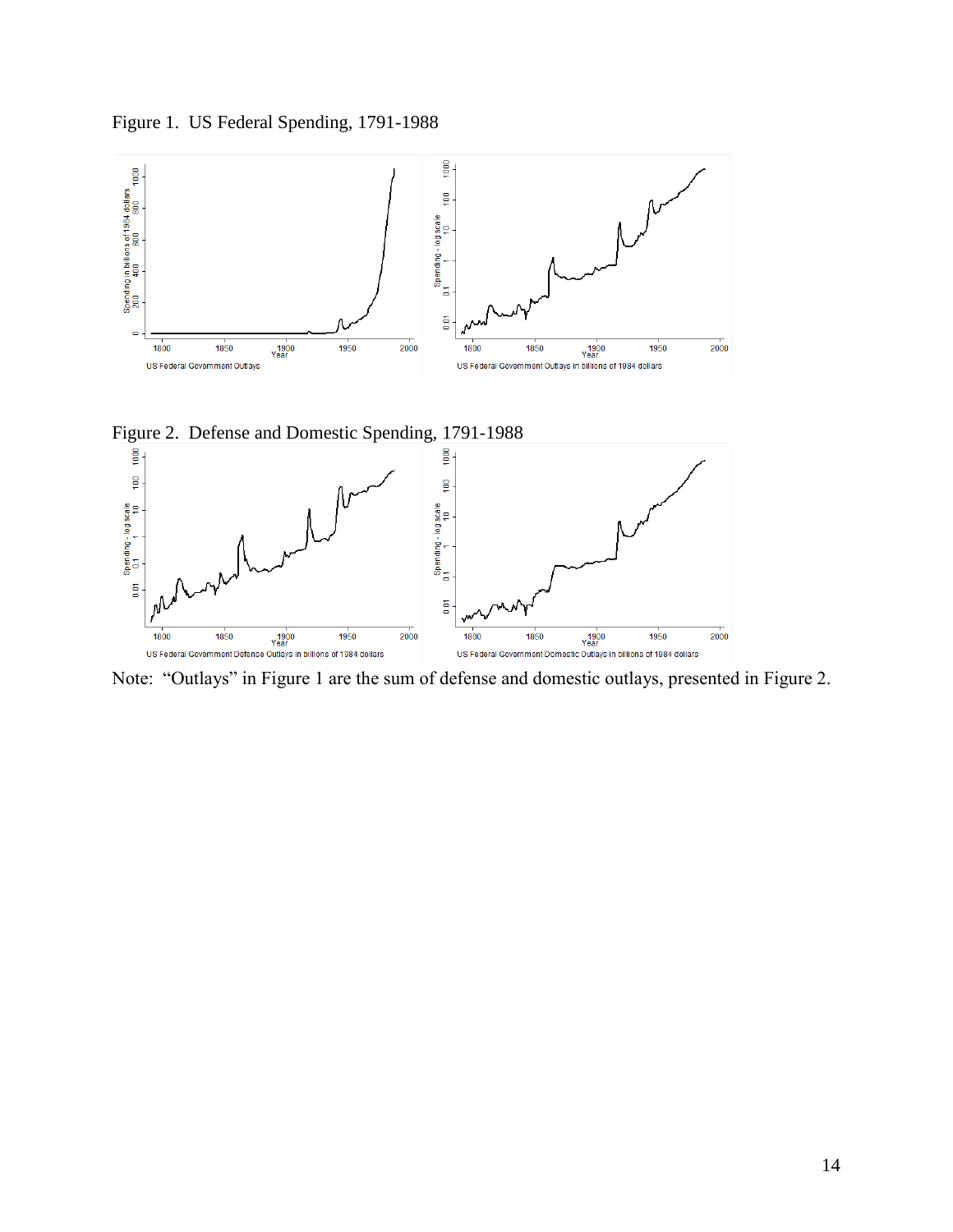Figure 1. US Federal Spending, 1791-1988

Figure 2. Defense and Domestic Spending, 1791-1988

Note: "Outlays" in Figure 1 are the sum of defense and domestic outlays, presented in Figure 2.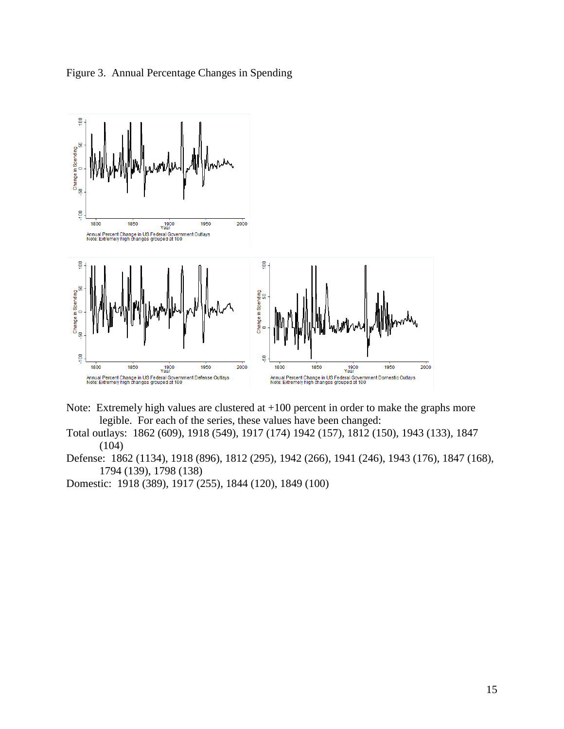Figure 3. Annual Percentage Changes in Spending

Note: Extremely high values are clustered at +100 percent in order to make the graphs more legible. For each of the series, these values have been changed:

Total outlays: 1862 (609), 1918 (549), 1917 (174) 1942 (157), 1812 (150), 1943 (133), 1847 (104)

Defense: 1862 (1134), 1918 (896), 1812 (295), 1942 (266), 1941 (246), 1943 (176), 1847 (168), 1794 (139), 1798 (138)

Domestic: 1918 (389), 1917 (255), 1844 (120), 1849 (100)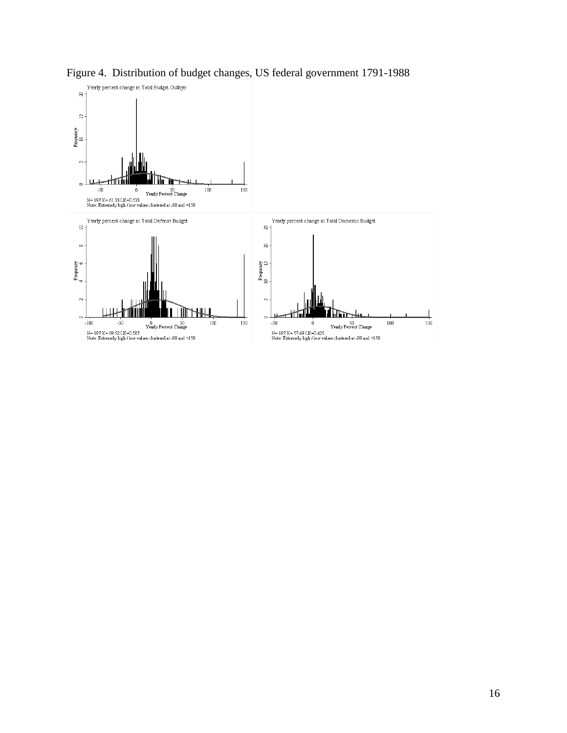Figure 4. Distribution of budget changes, US federal government 1791-1988

Yearly percent change in Total Budget Outlays

N= 197 K= 61.33 LK=0.533
Note: Extremely high / low values clustered at -80 and +150

Yearly percent change in Total Defense Budget

N= 197 K= 69.52 LK=0.587
Note: Extremely high / low values clustered at -80 and +150

Yearly percent change in Total Domestic Budget

N= 197 K= 57.69 LK=0.425
Note: Extremely high / low values clustered at -80 and +150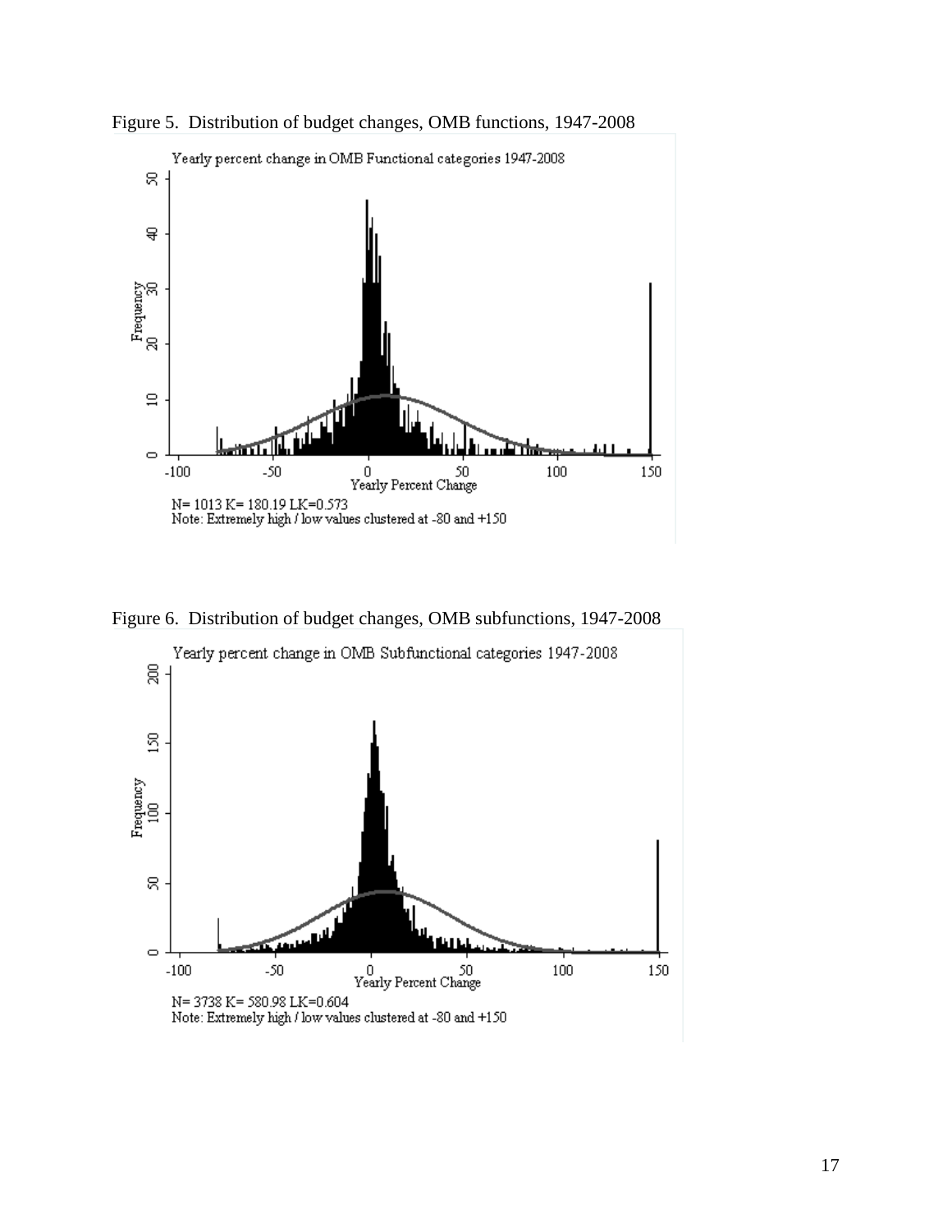Figure 5. Distribution of budget changes, OMB functions, 1947-2008

Yearly percent change in OMB Functional categories 1947-2008

N= 1013 K= 180.19 LK=0.573
Note: Extremely high / low values clustered at -80 and +150

Figure 6. Distribution of budget changes, OMB subfunctions, 1947-2008

Yearly percent change in OMB Subfunctional categories 1947-2008

N= 3738 K= 580.98 LK=0.604
Note: Extremely high / low values clustered at -80 and +150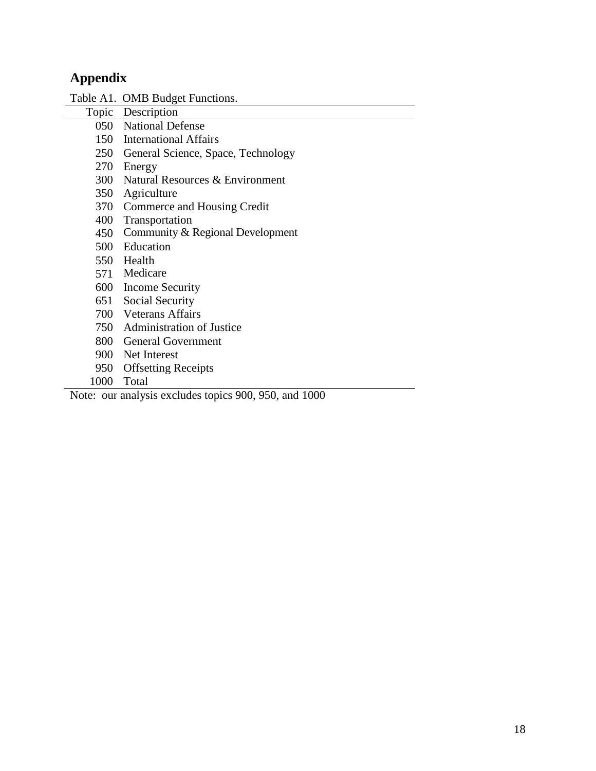## Appendix

Table A1. OMB Budget Functions.

| Topic | Description |
|---|---|
| 050 | National Defense |
| 150 | International Affairs |
| 250 | General Science, Space, Technology |
| 270 | Energy |
| 300 | Natural Resources & Environment |
| 350 | Agriculture |
| 370 | Commerce and Housing Credit |
| 400 | Transportation |
| 450 | Community & Regional Development |
| 500 | Education |
| 550 | Health |
| 571 | Medicare |
| 600 | Income Security |
| 651 | Social Security |
| 700 | Veterans Affairs |
| 750 | Administration of Justice |
| 800 | General Government |
| 900 | Net Interest |
| 950 | Offsetting Receipts |
| 1000 | Total |

Note: our analysis excludes topics 900, 950, and 1000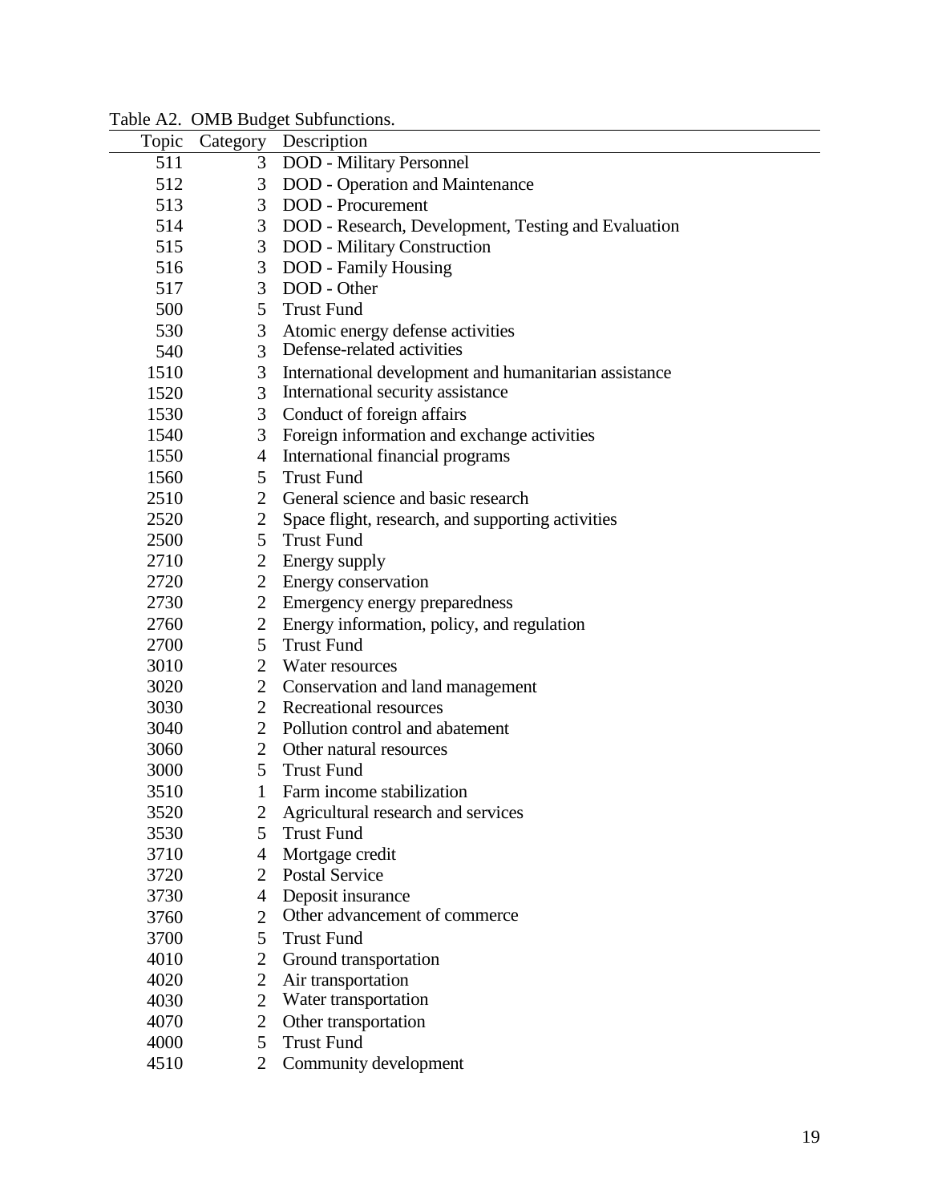Table A2. OMB Budget Subfunctions.

| Topic | Category | Description |
|---|---|---|
| 511 | 3 | DOD - Military Personnel |
| 512 | 3 | DOD - Operation and Maintenance |
| 513 | 3 | DOD - Procurement |
| 514 | 3 | DOD - Research, Development, Testing and Evaluation |
| 515 | 3 | DOD - Military Construction |
| 516 | 3 | DOD - Family Housing |
| 517 | 3 | DOD - Other |
| 500 | 5 | Trust Fund |
| 530 | 3 | Atomic energy defense activities |
| 540 | 3 | Defense-related activities |
| 1510 | 3 | International development and humanitarian assistance |
| 1520 | 3 | International security assistance |
| 1530 | 3 | Conduct of foreign affairs |
| 1540 | 3 | Foreign information and exchange activities |
| 1550 | 4 | International financial programs |
| 1560 | 5 | Trust Fund |
| 2510 | 2 | General science and basic research |
| 2520 | 2 | Space flight, research, and supporting activities |
| 2500 | 5 | Trust Fund |
| 2710 | 2 | Energy supply |
| 2720 | 2 | Energy conservation |
| 2730 | 2 | Emergency energy preparedness |
| 2760 | 2 | Energy information, policy, and regulation |
| 2700 | 5 | Trust Fund |
| 3010 | 2 | Water resources |
| 3020 | 2 | Conservation and land management |
| 3030 | 2 | Recreational resources |
| 3040 | 2 | Pollution control and abatement |
| 3060 | 2 | Other natural resources |
| 3000 | 5 | Trust Fund |
| 3510 | 1 | Farm income stabilization |
| 3520 | 2 | Agricultural research and services |
| 3530 | 5 | Trust Fund |
| 3710 | 4 | Mortgage credit |
| 3720 | 2 | Postal Service |
| 3730 | 4 | Deposit insurance |
| 3760 | 2 | Other advancement of commerce |
| 3700 | 5 | Trust Fund |
| 4010 | 2 | Ground transportation |
| 4020 | 2 | Air transportation |
| 4030 | 2 | Water transportation |
| 4070 | 2 | Other transportation |
| 4000 | 5 | Trust Fund |
| 4510 | 2 | Community development |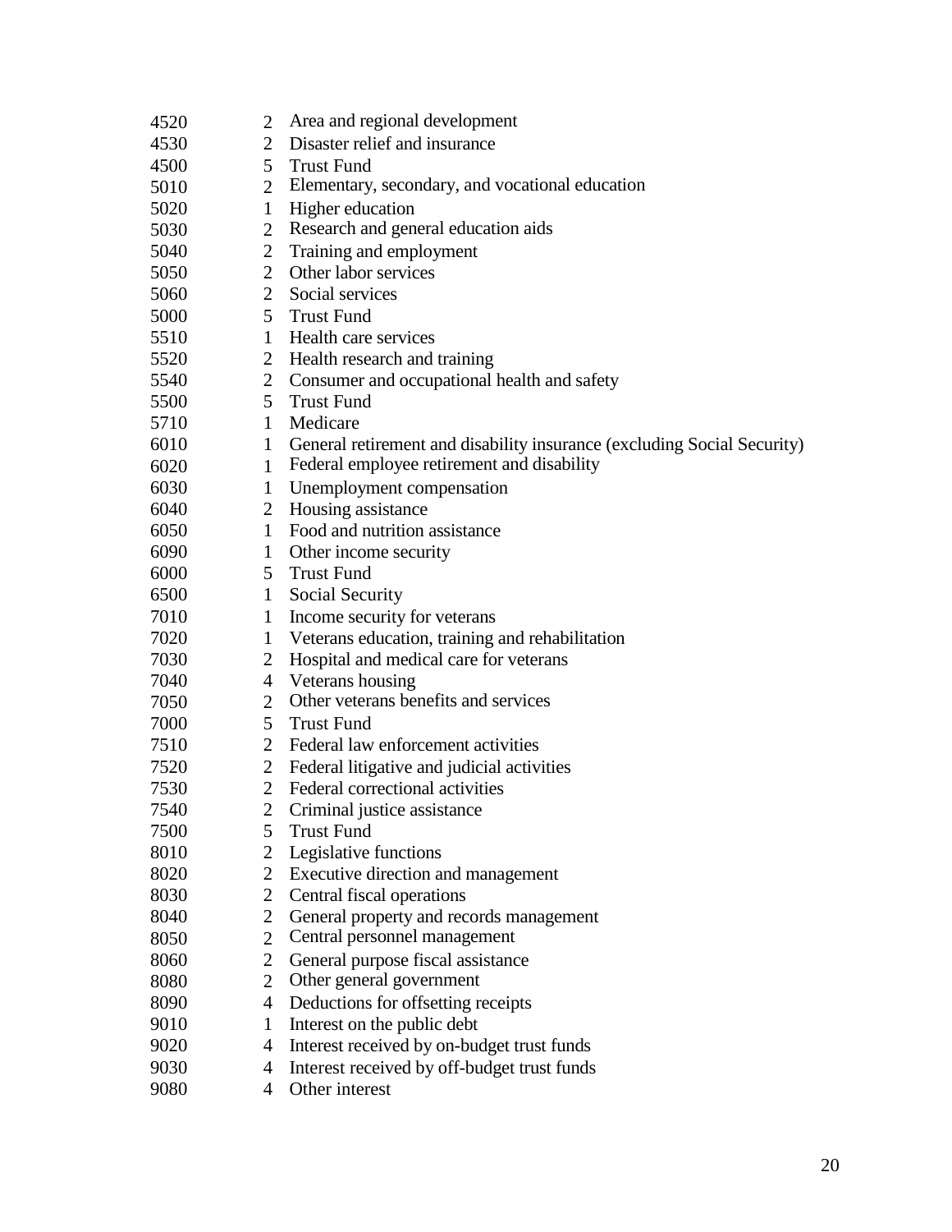| | | |
|---|---|---|
| 4520 | 2 | Area and regional development |
| 4530 | 2 | Disaster relief and insurance |
| 4500 | 5 | Trust Fund |
| 5010 | 2 | Elementary, secondary, and vocational education |
| 5020 | 1 | Higher education |
| 5030 | 2 | Research and general education aids |
| 5040 | 2 | Training and employment |
| 5050 | 2 | Other labor services |
| 5060 | 2 | Social services |
| 5000 | 5 | Trust Fund |
| 5510 | 1 | Health care services |
| 5520 | 2 | Health research and training |
| 5540 | 2 | Consumer and occupational health and safety |
| 5500 | 5 | Trust Fund |
| 5710 | 1 | Medicare |
| 6010 | 1 | General retirement and disability insurance (excluding Social Security) |
| 6020 | 1 | Federal employee retirement and disability |
| 6030 | 1 | Unemployment compensation |
| 6040 | 2 | Housing assistance |
| 6050 | 1 | Food and nutrition assistance |
| 6090 | 1 | Other income security |
| 6000 | 5 | Trust Fund |
| 6500 | 1 | Social Security |
| 7010 | 1 | Income security for veterans |
| 7020 | 1 | Veterans education, training and rehabilitation |
| 7030 | 2 | Hospital and medical care for veterans |
| 7040 | 4 | Veterans housing |
| 7050 | 2 | Other veterans benefits and services |
| 7000 | 5 | Trust Fund |
| 7510 | 2 | Federal law enforcement activities |
| 7520 | 2 | Federal litigative and judicial activities |
| 7530 | 2 | Federal correctional activities |
| 7540 | 2 | Criminal justice assistance |
| 7500 | 5 | Trust Fund |
| 8010 | 2 | Legislative functions |
| 8020 | 2 | Executive direction and management |
| 8030 | 2 | Central fiscal operations |
| 8040 | 2 | General property and records management |
| 8050 | 2 | Central personnel management |
| 8060 | 2 | General purpose fiscal assistance |
| 8080 | 2 | Other general government |
| 8090 | 4 | Deductions for offsetting receipts |
| 9010 | 1 | Interest on the public debt |
| 9020 | 4 | Interest received by on-budget trust funds |
| 9030 | 4 | Interest received by off-budget trust funds |
| 9080 | 4 | Other interest |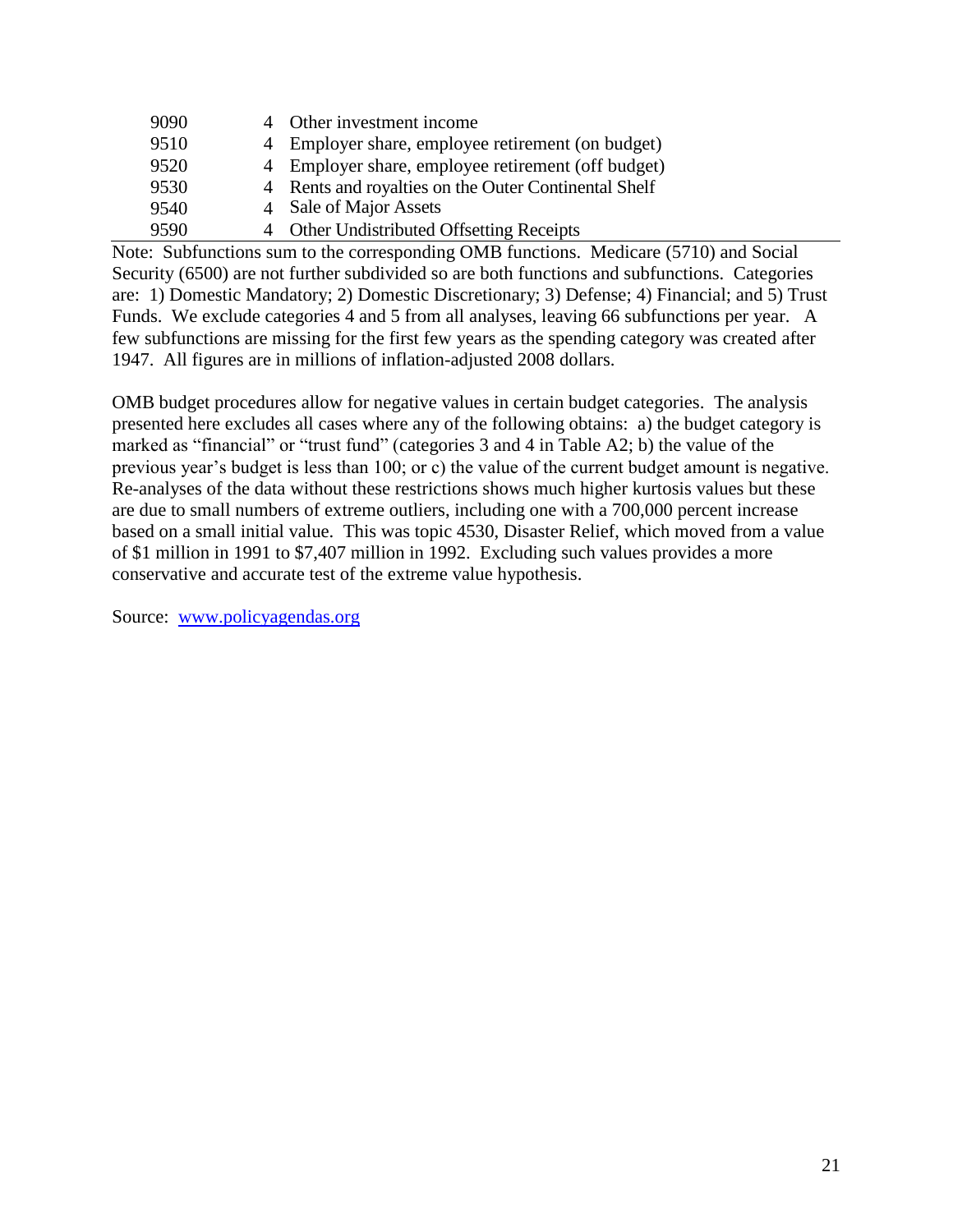| | | |
|---|---|---|
| 9090 | 4 | Other investment income |
| 9510 | 4 | Employer share, employee retirement (on budget) |
| 9520 | 4 | Employer share, employee retirement (off budget) |
| 9530 | 4 | Rents and royalties on the Outer Continental Shelf |
| 9540 | 4 | Sale of Major Assets |
| 9590 | 4 | Other Undistributed Offsetting Receipts |

Note: Subfunctions sum to the corresponding OMB functions. Medicare (5710) and Social Security (6500) are not further subdivided so are both functions and subfunctions. Categories are: 1) Domestic Mandatory; 2) Domestic Discretionary; 3) Defense; 4) Financial; and 5) Trust Funds. We exclude categories 4 and 5 from all analyses, leaving 66 subfunctions per year. A few subfunctions are missing for the first few years as the spending category was created after 1947. All figures are in millions of inflation-adjusted 2008 dollars.

OMB budget procedures allow for negative values in certain budget categories. The analysis presented here excludes all cases where any of the following obtains: a) the budget category is marked as "financial" or "trust fund" (categories 3 and 4 in Table A2; b) the value of the previous year's budget is less than 100; or c) the value of the current budget amount is negative. Re-analyses of the data without these restrictions shows much higher kurtosis values but these are due to small numbers of extreme outliers, including one with a 700,000 percent increase based on a small initial value. This was topic 4530, Disaster Relief, which moved from a value of $1 million in 1991 to $7,407 million in 1992. Excluding such values provides a more conservative and accurate test of the extreme value hypothesis.

Source: www.policyagendas.org